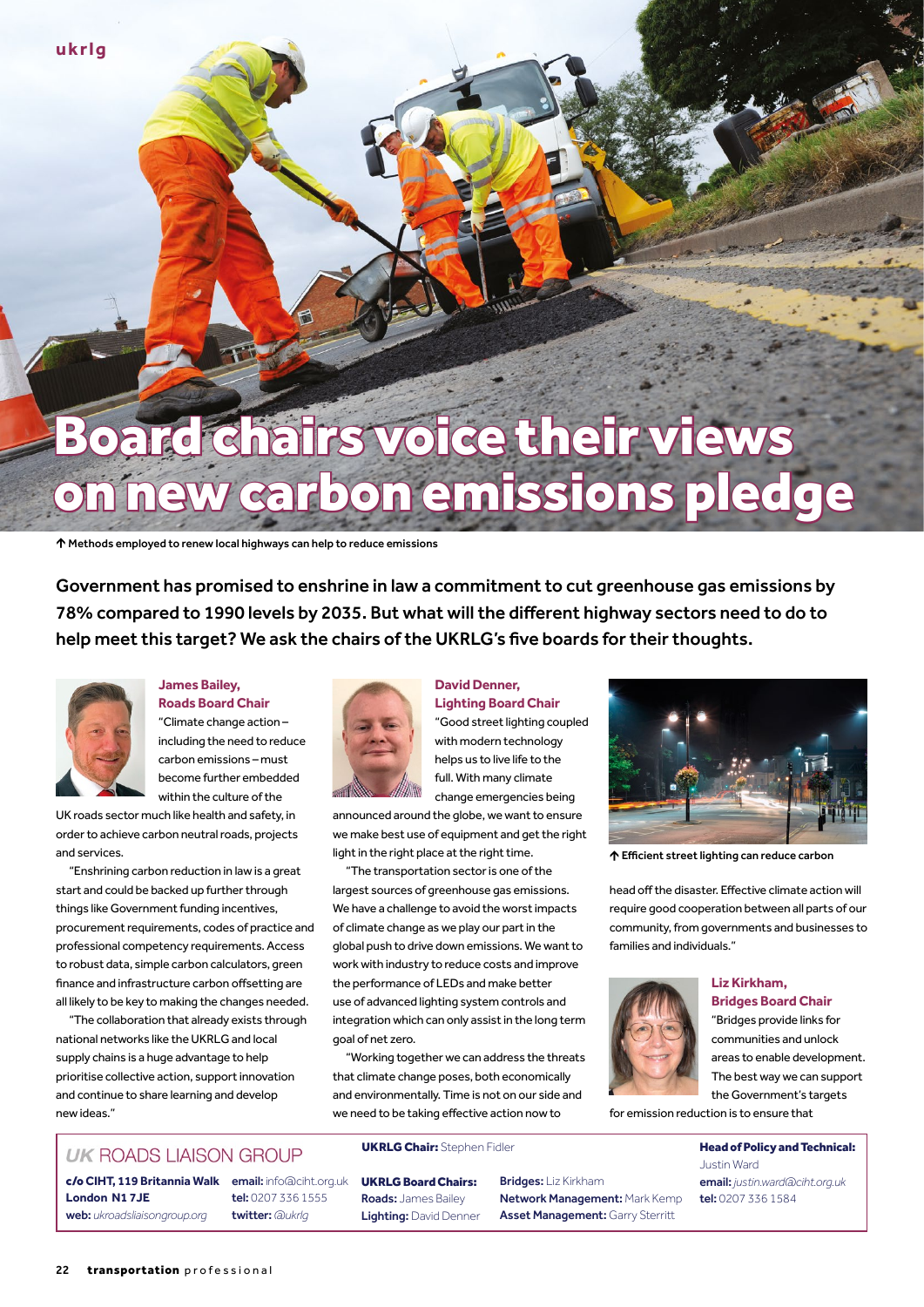ukrlg

# Board chairs voice their views on new carbon emissions pledge

↑ Methods employed to renew local highways can help to reduce emissions

**Government has promised to enshrine in law a commitment to cut greenhouse gas emissions by 78% compared to 1990 levels by 2035. But what will the different highway sectors need to do to help meet this target? We ask the chairs of the UKRLG's five boards for their thoughts.**

### James Bailey, Roads Board Chair

"Climate change action – including the need to reduce carbon emissions – must become further embedded within the culture of the UK roads sector much like health and safety, in order to achieve carbon neutral roads, projects and services.

"Enshrining carbon reduction in law is a great start and could be backed up further through things like Government funding incentives, procurement requirements, codes of practice and professional competency requirements. Access to robust data, simple carbon calculators, green finance and infrastructure carbon offsetting are all likely to be key to making the changes needed.

"The collaboration that already exists through national networks like the UKRLG and local supply chains is a huge advantage to help prioritise collective action, support innovation and continue to share learning and develop new ideas."

### David Denner, Lighting Board Chair

"Good street lighting coupled with modern technology helps us to live life to the full. With many climate change emergencies being announced around the globe, we want to ensure we make best use of equipment and get the right light in the right place at the right time.

"The transportation sector is one of the largest sources of greenhouse gas emissions. We have a challenge to avoid the worst impacts of climate change as we play our part in the global push to drive down emissions. We want to work with industry to reduce costs and improve the performance of LEDs and make better use of advanced lighting system controls and integration which can only assist in the long term goal of net zero.

"Working together we can address the threats that climate change poses, both economically and environmentally. Time is not on our side and we need to be taking effective action now to head off the disaster. Effective climate action will require good cooperation between all parts of our community, from governments and businesses to families and individuals."

↑ Efficient street lighting can reduce carbon

### Liz Kirkham, Bridges Board Chair

"Bridges provide links for communities and unlock areas to enable development. The best way we can support the Government's targets for emission reduction is to ensure that

---

*UK* ROADS LIAISON GROUP

**c/o CIHT, 119 Britannia Walk London N1 7JE**
**web:** *ukroadsliaisongroup.org*
**email:** info@ciht.org.uk
**tel:** 0207 336 1555
**twitter:** *@ukrlg*

**UKRLG Chair:** Stephen Fidler

**UKRLG Board Chairs:**
**Roads:** James Bailey
**Lighting:** David Denner
**Bridges:** Liz Kirkham
**Network Management:** Mark Kemp
**Asset Management:** Garry Sterritt

**Head of Policy and Technical:** Justin Ward
**email:** *justin.ward@ciht.org.uk*
**tel:** 0207 336 1584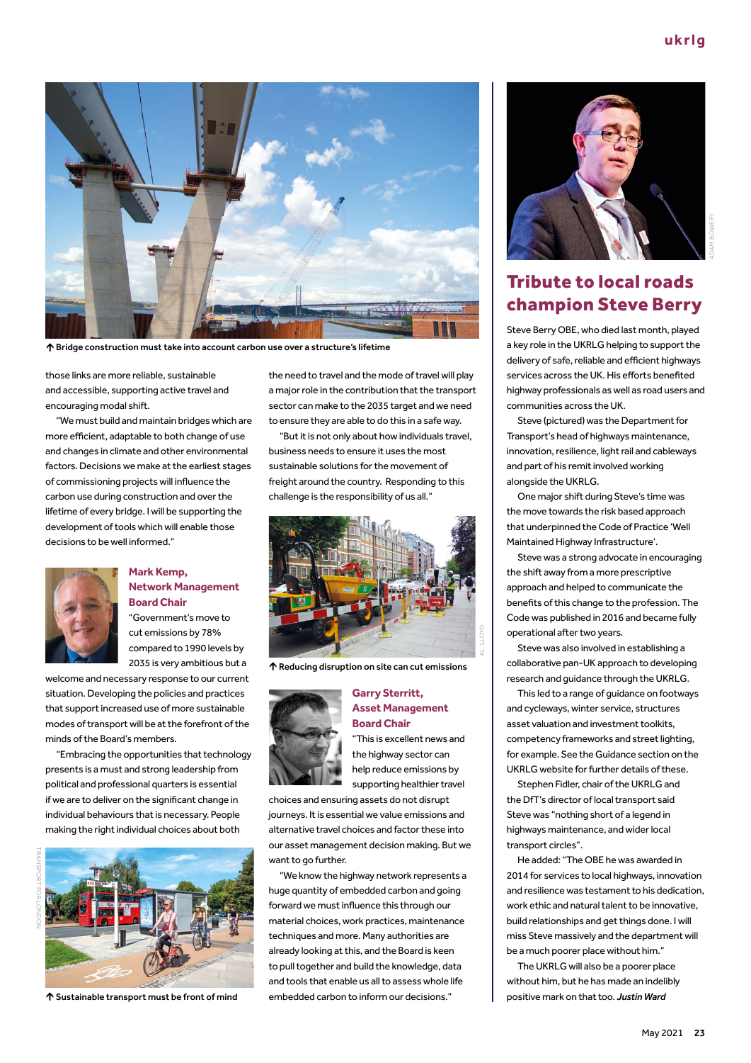↑ Bridge construction must take into account carbon use over a structure's lifetime

those links are more reliable, sustainable and accessible, supporting active travel and encouraging modal shift.

"We must build and maintain bridges which are more efficient, adaptable to both change of use and changes in climate and other environmental factors. Decisions we make at the earliest stages of commissioning projects will influence the carbon use during construction and over the lifetime of every bridge. I will be supporting the development of tools which will enable those decisions to be well informed."

**Mark Kemp, Network Management Board Chair**

"Government's move to cut emissions by 78% compared to 1990 levels by 2035 is very ambitious but a welcome and necessary response to our current situation. Developing the policies and practices that support increased use of more sustainable modes of transport will be at the forefront of the minds of the Board's members.

"Embracing the opportunities that technology presents is a must and strong leadership from political and professional quarters is essential if we are to deliver on the significant change in individual behaviours that is necessary. People making the right individual choices about both the need to travel and the mode of travel will play a major role in the contribution that the transport sector can make to the 2035 target and we need to ensure they are able to do this in a safe way.

"But it is not only about how individuals travel, business needs to ensure it uses the most sustainable solutions for the movement of freight around the country. Responding to this challenge is the responsibility of us all."

↑ Sustainable transport must be front of mind

↑ Reducing disruption on site can cut emissions

**Garry Sterritt, Asset Management Board Chair**

"This is excellent news and the highway sector can help reduce emissions by supporting healthier travel choices and ensuring assets do not disrupt journeys. It is essential we value emissions and alternative travel choices and factor these into our asset management decision making. But we want to go further.

"We know the highway network represents a huge quantity of embedded carbon and going forward we must influence this through our material choices, work practices, maintenance techniques and more. Many authorities are already looking at this, and the Board is keen to pull together and build the knowledge, data and tools that enable us all to assess whole life embedded carbon to inform our decisions."

## Tribute to local roads champion Steve Berry

Steve Berry OBE, who died last month, played a key role in the UKRLG helping to support the delivery of safe, reliable and efficient highways services across the UK. His efforts benefited highway professionals as well as road users and communities across the UK.

Steve (pictured) was the Department for Transport's head of highways maintenance, innovation, resilience, light rail and cableways and part of his remit involved working alongside the UKRLG.

One major shift during Steve's time was the move towards the risk based approach that underpinned the Code of Practice 'Well Maintained Highway Infrastructure'.

Steve was a strong advocate in encouraging the shift away from a more prescriptive approach and helped to communicate the benefits of this change to the profession. The Code was published in 2016 and became fully operational after two years.

Steve was also involved in establishing a collaborative pan-UK approach to developing research and guidance through the UKRLG.

This led to a range of guidance on footways and cycleways, winter service, structures asset valuation and investment toolkits, competency frameworks and street lighting, for example. See the Guidance section on the UKRLG website for further details of these.

Stephen Fidler, chair of the UKRLG and the DfT's director of local transport said Steve was "nothing short of a legend in highways maintenance, and wider local transport circles".

He added: "The OBE he was awarded in 2014 for services to local highways, innovation and resilience was testament to his dedication, work ethic and natural talent to be innovative, build relationships and get things done. I will miss Steve massively and the department will be a much poorer place without him."

The UKRLG will also be a poorer place without him, but he has made an indelibly positive mark on that too. ***Justin Ward***